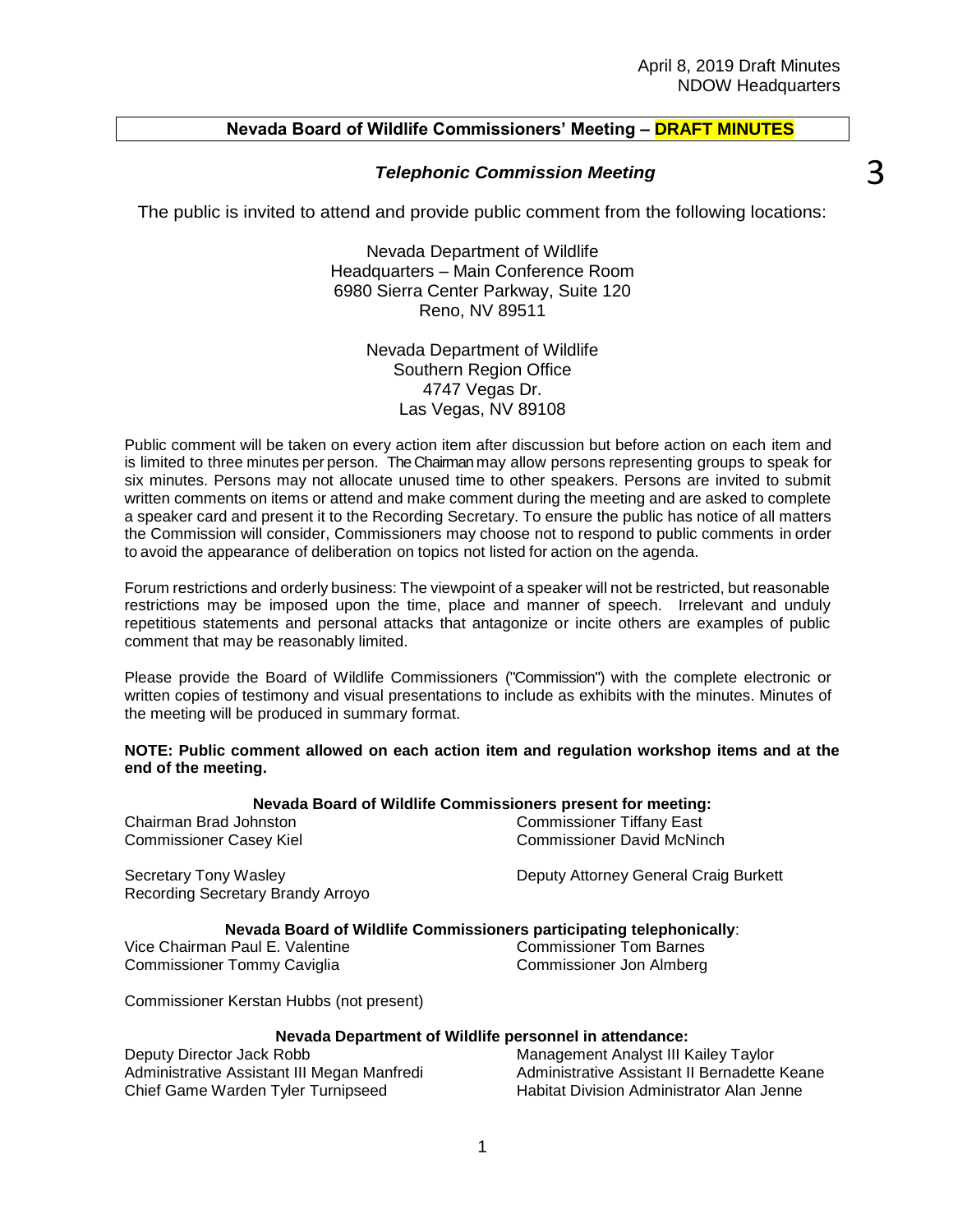April 8, 2019 Draft Minutes
NDOW Headquarters

**Nevada Board of Wildlife Commissioners' Meeting – DRAFT MINUTES**

3

***Telephonic Commission Meeting***

The public is invited to attend and provide public comment from the following locations:

Nevada Department of Wildlife
Headquarters – Main Conference Room
6980 Sierra Center Parkway, Suite 120
Reno, NV 89511

Nevada Department of Wildlife
Southern Region Office
4747 Vegas Dr.
Las Vegas, NV 89108

Public comment will be taken on every action item after discussion but before action on each item and is limited to three minutes per person. The Chairman may allow persons representing groups to speak for six minutes. Persons may not allocate unused time to other speakers. Persons are invited to submit written comments on items or attend and make comment during the meeting and are asked to complete a speaker card and present it to the Recording Secretary. To ensure the public has notice of all matters the Commission will consider, Commissioners may choose not to respond to public comments in order to avoid the appearance of deliberation on topics not listed for action on the agenda.

Forum restrictions and orderly business: The viewpoint of a speaker will not be restricted, but reasonable restrictions may be imposed upon the time, place and manner of speech. Irrelevant and unduly repetitious statements and personal attacks that antagonize or incite others are examples of public comment that may be reasonably limited.

Please provide the Board of Wildlife Commissioners ("Commission") with the complete electronic or written copies of testimony and visual presentations to include as exhibits with the minutes. Minutes of the meeting will be produced in summary format.

**NOTE: Public comment allowed on each action item and regulation workshop items and at the end of the meeting.**

**Nevada Board of Wildlife Commissioners present for meeting:**

Chairman Brad Johnston
Commissioner Tiffany East
Commissioner Casey Kiel
Commissioner David McNinch

Secretary Tony Wasley
Deputy Attorney General Craig Burkett
Recording Secretary Brandy Arroyo

**Nevada Board of Wildlife Commissioners participating telephonically**:

Vice Chairman Paul E. Valentine
Commissioner Tom Barnes
Commissioner Tommy Caviglia
Commissioner Jon Almberg

Commissioner Kerstan Hubbs (not present)

**Nevada Department of Wildlife personnel in attendance:**

Deputy Director Jack Robb
Management Analyst III Kailey Taylor
Administrative Assistant III Megan Manfredi
Administrative Assistant II Bernadette Keane
Chief Game Warden Tyler Turnipseed
Habitat Division Administrator Alan Jenne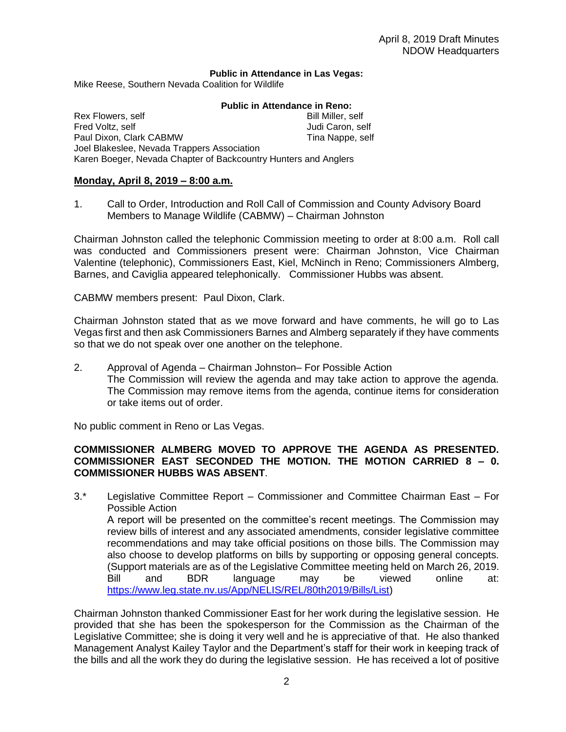**Public in Attendance in Las Vegas:**

Mike Reese, Southern Nevada Coalition for Wildlife

**Public in Attendance in Reno:**

Rex Flowers, self
Bill Miller, self
Fred Voltz, self
Judi Caron, self
Paul Dixon, Clark CABMW
Tina Nappe, self
Joel Blakeslee, Nevada Trappers Association
Karen Boeger, Nevada Chapter of Backcountry Hunters and Anglers

**Monday, April 8, 2019 – 8:00 a.m.**

1. Call to Order, Introduction and Roll Call of Commission and County Advisory Board Members to Manage Wildlife (CABMW) – Chairman Johnston

Chairman Johnston called the telephonic Commission meeting to order at 8:00 a.m. Roll call was conducted and Commissioners present were: Chairman Johnston, Vice Chairman Valentine (telephonic), Commissioners East, Kiel, McNinch in Reno; Commissioners Almberg, Barnes, and Caviglia appeared telephonically. Commissioner Hubbs was absent.

CABMW members present: Paul Dixon, Clark.

Chairman Johnston stated that as we move forward and have comments, he will go to Las Vegas first and then ask Commissioners Barnes and Almberg separately if they have comments so that we do not speak over one another on the telephone.

2. Approval of Agenda – Chairman Johnston– For Possible Action
The Commission will review the agenda and may take action to approve the agenda. The Commission may remove items from the agenda, continue items for consideration or take items out of order.

No public comment in Reno or Las Vegas.

**COMMISSIONER ALMBERG MOVED TO APPROVE THE AGENDA AS PRESENTED. COMMISSIONER EAST SECONDED THE MOTION. THE MOTION CARRIED 8 – 0. COMMISSIONER HUBBS WAS ABSENT**.

3.* Legislative Committee Report – Commissioner and Committee Chairman East – For Possible Action
A report will be presented on the committee's recent meetings. The Commission may review bills of interest and any associated amendments, consider legislative committee recommendations and may take official positions on those bills. The Commission may also choose to develop platforms on bills by supporting or opposing general concepts. (Support materials are as of the Legislative Committee meeting held on March 26, 2019. Bill and BDR language may be viewed online at: https://www.leg.state.nv.us/App/NELIS/REL/80th2019/Bills/List)

Chairman Johnston thanked Commissioner East for her work during the legislative session. He provided that she has been the spokesperson for the Commission as the Chairman of the Legislative Committee; she is doing it very well and he is appreciative of that. He also thanked Management Analyst Kailey Taylor and the Department's staff for their work in keeping track of the bills and all the work they do during the legislative session. He has received a lot of positive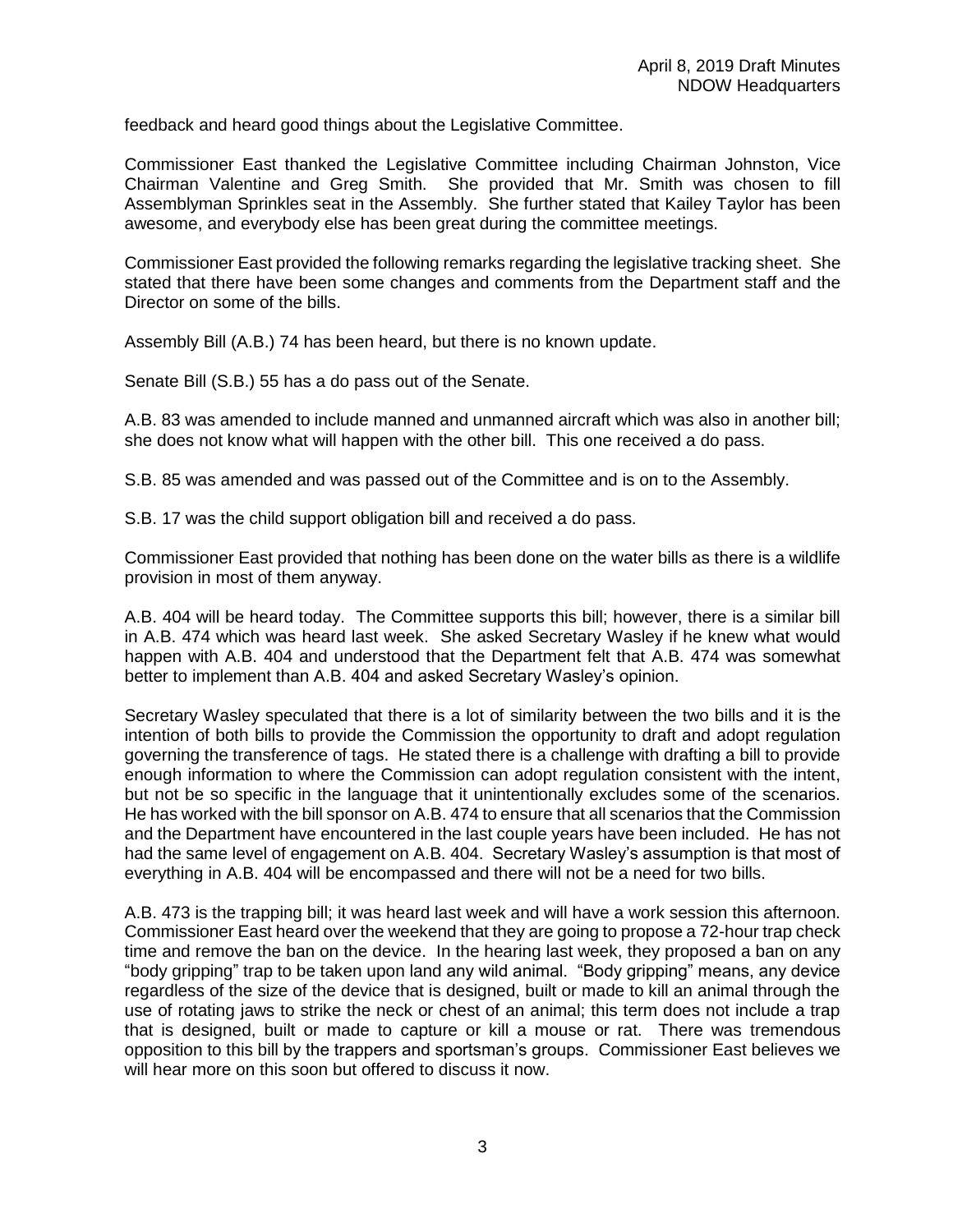feedback and heard good things about the Legislative Committee.

Commissioner East thanked the Legislative Committee including Chairman Johnston, Vice Chairman Valentine and Greg Smith. She provided that Mr. Smith was chosen to fill Assemblyman Sprinkles seat in the Assembly. She further stated that Kailey Taylor has been awesome, and everybody else has been great during the committee meetings.

Commissioner East provided the following remarks regarding the legislative tracking sheet. She stated that there have been some changes and comments from the Department staff and the Director on some of the bills.

Assembly Bill (A.B.) 74 has been heard, but there is no known update.

Senate Bill (S.B.) 55 has a do pass out of the Senate.

A.B. 83 was amended to include manned and unmanned aircraft which was also in another bill; she does not know what will happen with the other bill. This one received a do pass.

S.B. 85 was amended and was passed out of the Committee and is on to the Assembly.

S.B. 17 was the child support obligation bill and received a do pass.

Commissioner East provided that nothing has been done on the water bills as there is a wildlife provision in most of them anyway.

A.B. 404 will be heard today. The Committee supports this bill; however, there is a similar bill in A.B. 474 which was heard last week. She asked Secretary Wasley if he knew what would happen with A.B. 404 and understood that the Department felt that A.B. 474 was somewhat better to implement than A.B. 404 and asked Secretary Wasley's opinion.

Secretary Wasley speculated that there is a lot of similarity between the two bills and it is the intention of both bills to provide the Commission the opportunity to draft and adopt regulation governing the transference of tags. He stated there is a challenge with drafting a bill to provide enough information to where the Commission can adopt regulation consistent with the intent, but not be so specific in the language that it unintentionally excludes some of the scenarios. He has worked with the bill sponsor on A.B. 474 to ensure that all scenarios that the Commission and the Department have encountered in the last couple years have been included. He has not had the same level of engagement on A.B. 404. Secretary Wasley's assumption is that most of everything in A.B. 404 will be encompassed and there will not be a need for two bills.

A.B. 473 is the trapping bill; it was heard last week and will have a work session this afternoon. Commissioner East heard over the weekend that they are going to propose a 72-hour trap check time and remove the ban on the device. In the hearing last week, they proposed a ban on any "body gripping" trap to be taken upon land any wild animal. "Body gripping" means, any device regardless of the size of the device that is designed, built or made to kill an animal through the use of rotating jaws to strike the neck or chest of an animal; this term does not include a trap that is designed, built or made to capture or kill a mouse or rat. There was tremendous opposition to this bill by the trappers and sportsman's groups. Commissioner East believes we will hear more on this soon but offered to discuss it now.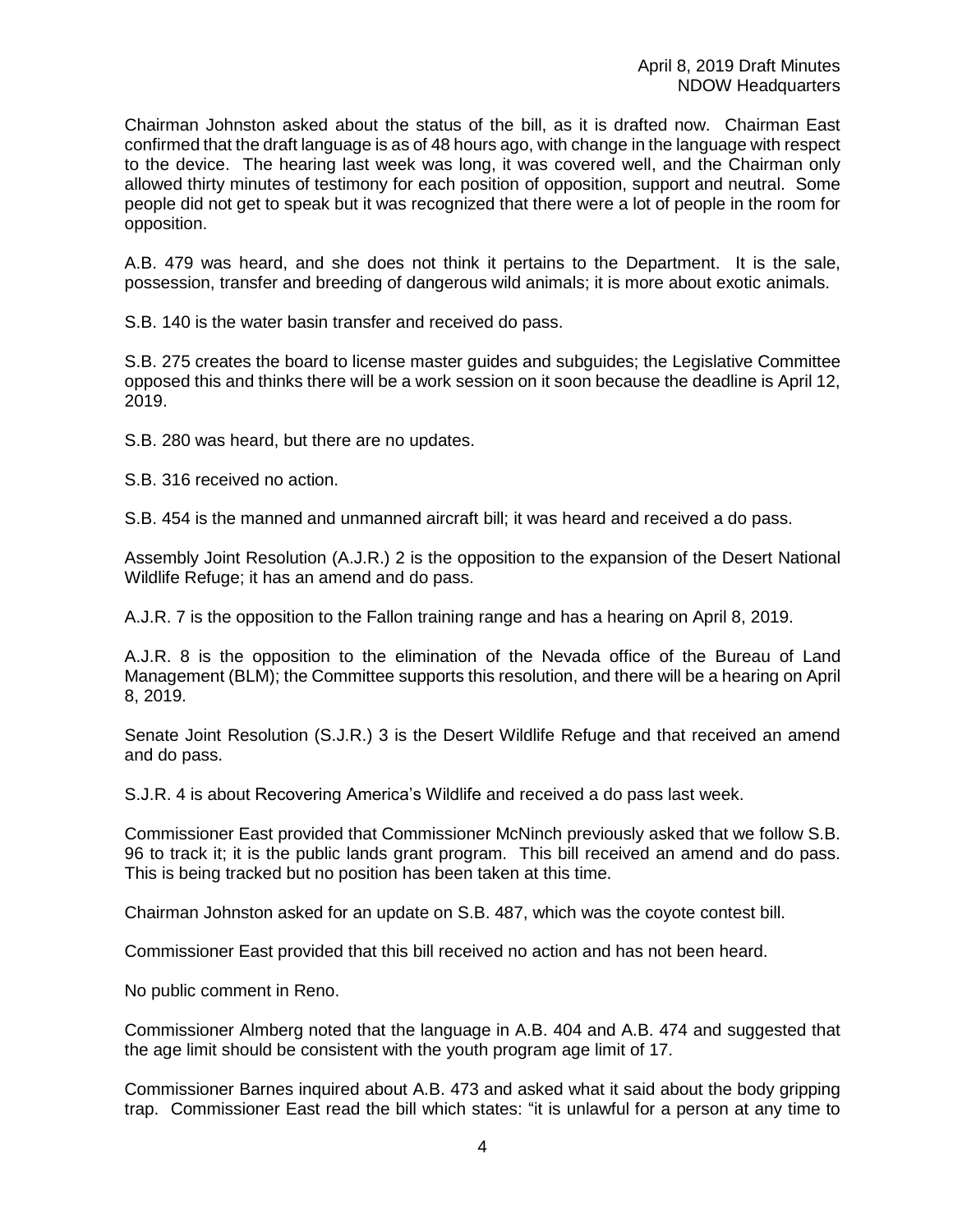Chairman Johnston asked about the status of the bill, as it is drafted now. Chairman East confirmed that the draft language is as of 48 hours ago, with change in the language with respect to the device. The hearing last week was long, it was covered well, and the Chairman only allowed thirty minutes of testimony for each position of opposition, support and neutral. Some people did not get to speak but it was recognized that there were a lot of people in the room for opposition.

A.B. 479 was heard, and she does not think it pertains to the Department. It is the sale, possession, transfer and breeding of dangerous wild animals; it is more about exotic animals.

S.B. 140 is the water basin transfer and received do pass.

S.B. 275 creates the board to license master guides and subguides; the Legislative Committee opposed this and thinks there will be a work session on it soon because the deadline is April 12, 2019.

S.B. 280 was heard, but there are no updates.

S.B. 316 received no action.

S.B. 454 is the manned and unmanned aircraft bill; it was heard and received a do pass.

Assembly Joint Resolution (A.J.R.) 2 is the opposition to the expansion of the Desert National Wildlife Refuge; it has an amend and do pass.

A.J.R. 7 is the opposition to the Fallon training range and has a hearing on April 8, 2019.

A.J.R. 8 is the opposition to the elimination of the Nevada office of the Bureau of Land Management (BLM); the Committee supports this resolution, and there will be a hearing on April 8, 2019.

Senate Joint Resolution (S.J.R.) 3 is the Desert Wildlife Refuge and that received an amend and do pass.

S.J.R. 4 is about Recovering America's Wildlife and received a do pass last week.

Commissioner East provided that Commissioner McNinch previously asked that we follow S.B. 96 to track it; it is the public lands grant program. This bill received an amend and do pass. This is being tracked but no position has been taken at this time.

Chairman Johnston asked for an update on S.B. 487, which was the coyote contest bill.

Commissioner East provided that this bill received no action and has not been heard.

No public comment in Reno.

Commissioner Almberg noted that the language in A.B. 404 and A.B. 474 and suggested that the age limit should be consistent with the youth program age limit of 17.

Commissioner Barnes inquired about A.B. 473 and asked what it said about the body gripping trap. Commissioner East read the bill which states: "it is unlawful for a person at any time to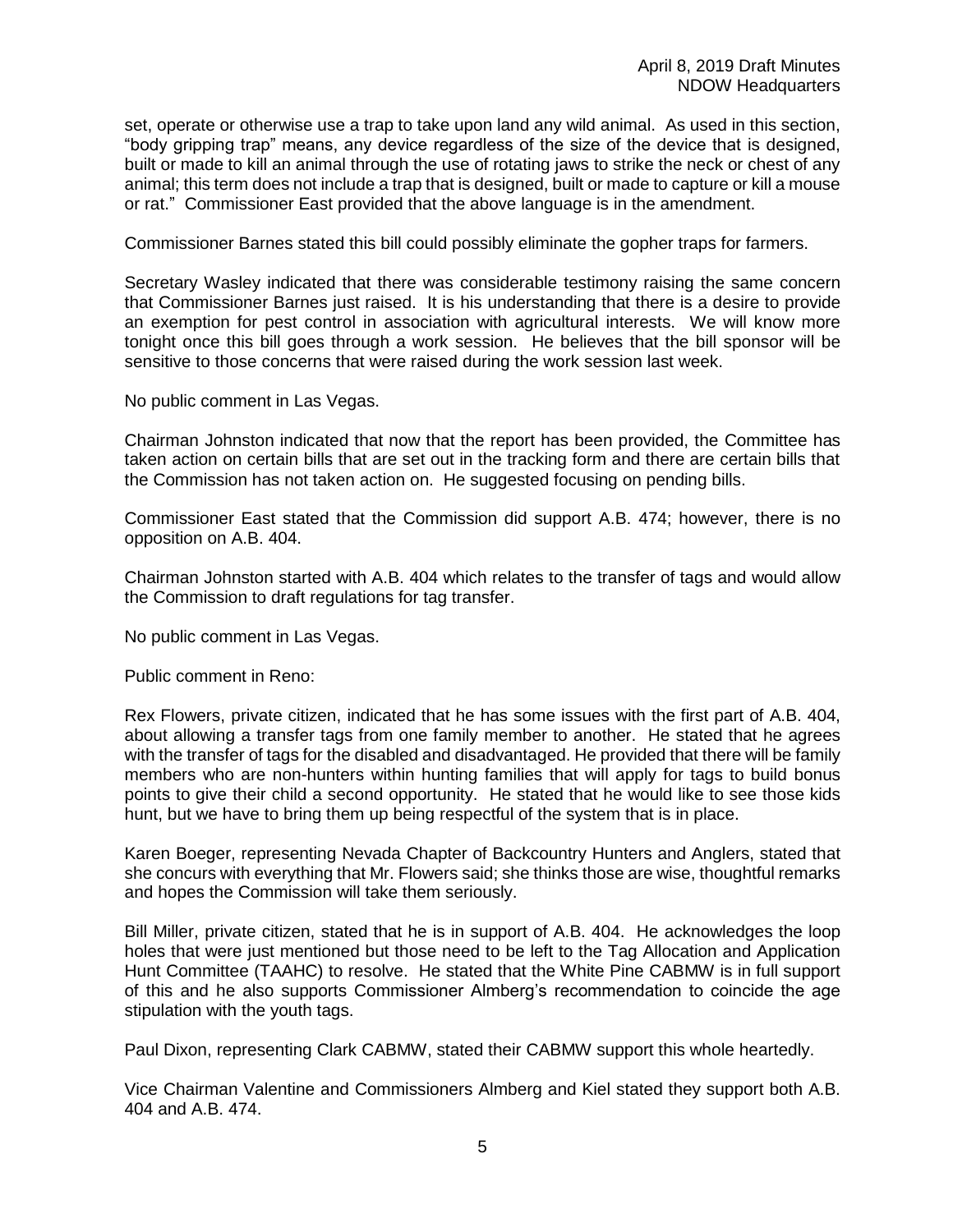set, operate or otherwise use a trap to take upon land any wild animal. As used in this section, "body gripping trap" means, any device regardless of the size of the device that is designed, built or made to kill an animal through the use of rotating jaws to strike the neck or chest of any animal; this term does not include a trap that is designed, built or made to capture or kill a mouse or rat." Commissioner East provided that the above language is in the amendment.

Commissioner Barnes stated this bill could possibly eliminate the gopher traps for farmers.

Secretary Wasley indicated that there was considerable testimony raising the same concern that Commissioner Barnes just raised. It is his understanding that there is a desire to provide an exemption for pest control in association with agricultural interests. We will know more tonight once this bill goes through a work session. He believes that the bill sponsor will be sensitive to those concerns that were raised during the work session last week.

No public comment in Las Vegas.

Chairman Johnston indicated that now that the report has been provided, the Committee has taken action on certain bills that are set out in the tracking form and there are certain bills that the Commission has not taken action on. He suggested focusing on pending bills.

Commissioner East stated that the Commission did support A.B. 474; however, there is no opposition on A.B. 404.

Chairman Johnston started with A.B. 404 which relates to the transfer of tags and would allow the Commission to draft regulations for tag transfer.

No public comment in Las Vegas.

Public comment in Reno:

Rex Flowers, private citizen, indicated that he has some issues with the first part of A.B. 404, about allowing a transfer tags from one family member to another. He stated that he agrees with the transfer of tags for the disabled and disadvantaged. He provided that there will be family members who are non-hunters within hunting families that will apply for tags to build bonus points to give their child a second opportunity. He stated that he would like to see those kids hunt, but we have to bring them up being respectful of the system that is in place.

Karen Boeger, representing Nevada Chapter of Backcountry Hunters and Anglers, stated that she concurs with everything that Mr. Flowers said; she thinks those are wise, thoughtful remarks and hopes the Commission will take them seriously.

Bill Miller, private citizen, stated that he is in support of A.B. 404. He acknowledges the loop holes that were just mentioned but those need to be left to the Tag Allocation and Application Hunt Committee (TAAHC) to resolve. He stated that the White Pine CABMW is in full support of this and he also supports Commissioner Almberg's recommendation to coincide the age stipulation with the youth tags.

Paul Dixon, representing Clark CABMW, stated their CABMW support this whole heartedly.

Vice Chairman Valentine and Commissioners Almberg and Kiel stated they support both A.B. 404 and A.B. 474.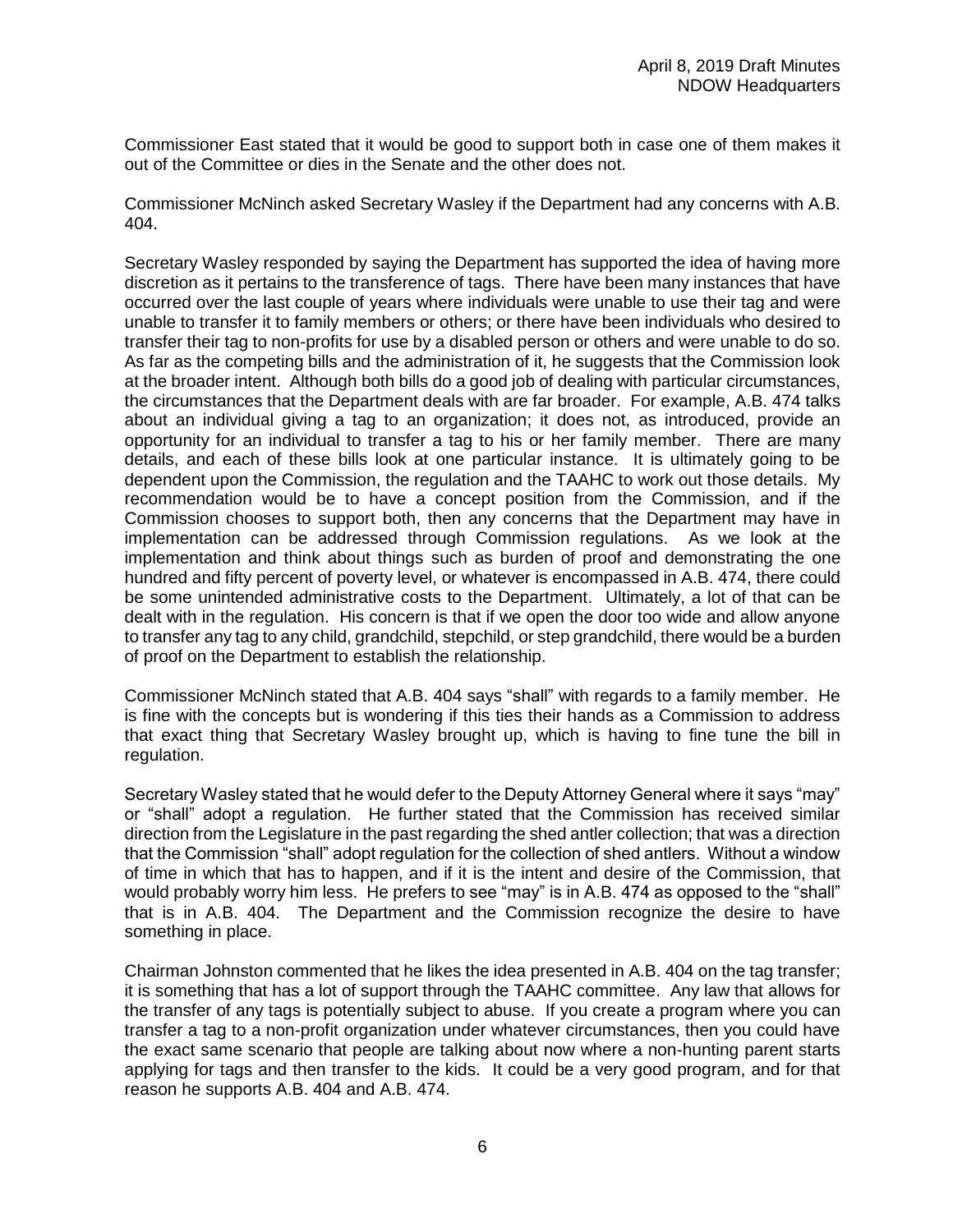Commissioner East stated that it would be good to support both in case one of them makes it out of the Committee or dies in the Senate and the other does not.

Commissioner McNinch asked Secretary Wasley if the Department had any concerns with A.B. 404.

Secretary Wasley responded by saying the Department has supported the idea of having more discretion as it pertains to the transference of tags. There have been many instances that have occurred over the last couple of years where individuals were unable to use their tag and were unable to transfer it to family members or others; or there have been individuals who desired to transfer their tag to non-profits for use by a disabled person or others and were unable to do so. As far as the competing bills and the administration of it, he suggests that the Commission look at the broader intent. Although both bills do a good job of dealing with particular circumstances, the circumstances that the Department deals with are far broader. For example, A.B. 474 talks about an individual giving a tag to an organization; it does not, as introduced, provide an opportunity for an individual to transfer a tag to his or her family member. There are many details, and each of these bills look at one particular instance. It is ultimately going to be dependent upon the Commission, the regulation and the TAAHC to work out those details. My recommendation would be to have a concept position from the Commission, and if the Commission chooses to support both, then any concerns that the Department may have in implementation can be addressed through Commission regulations. As we look at the implementation and think about things such as burden of proof and demonstrating the one hundred and fifty percent of poverty level, or whatever is encompassed in A.B. 474, there could be some unintended administrative costs to the Department. Ultimately, a lot of that can be dealt with in the regulation. His concern is that if we open the door too wide and allow anyone to transfer any tag to any child, grandchild, stepchild, or step grandchild, there would be a burden of proof on the Department to establish the relationship.

Commissioner McNinch stated that A.B. 404 says "shall" with regards to a family member. He is fine with the concepts but is wondering if this ties their hands as a Commission to address that exact thing that Secretary Wasley brought up, which is having to fine tune the bill in regulation.

Secretary Wasley stated that he would defer to the Deputy Attorney General where it says "may" or "shall" adopt a regulation. He further stated that the Commission has received similar direction from the Legislature in the past regarding the shed antler collection; that was a direction that the Commission "shall" adopt regulation for the collection of shed antlers. Without a window of time in which that has to happen, and if it is the intent and desire of the Commission, that would probably worry him less. He prefers to see "may" is in A.B. 474 as opposed to the "shall" that is in A.B. 404. The Department and the Commission recognize the desire to have something in place.

Chairman Johnston commented that he likes the idea presented in A.B. 404 on the tag transfer; it is something that has a lot of support through the TAAHC committee. Any law that allows for the transfer of any tags is potentially subject to abuse. If you create a program where you can transfer a tag to a non-profit organization under whatever circumstances, then you could have the exact same scenario that people are talking about now where a non-hunting parent starts applying for tags and then transfer to the kids. It could be a very good program, and for that reason he supports A.B. 404 and A.B. 474.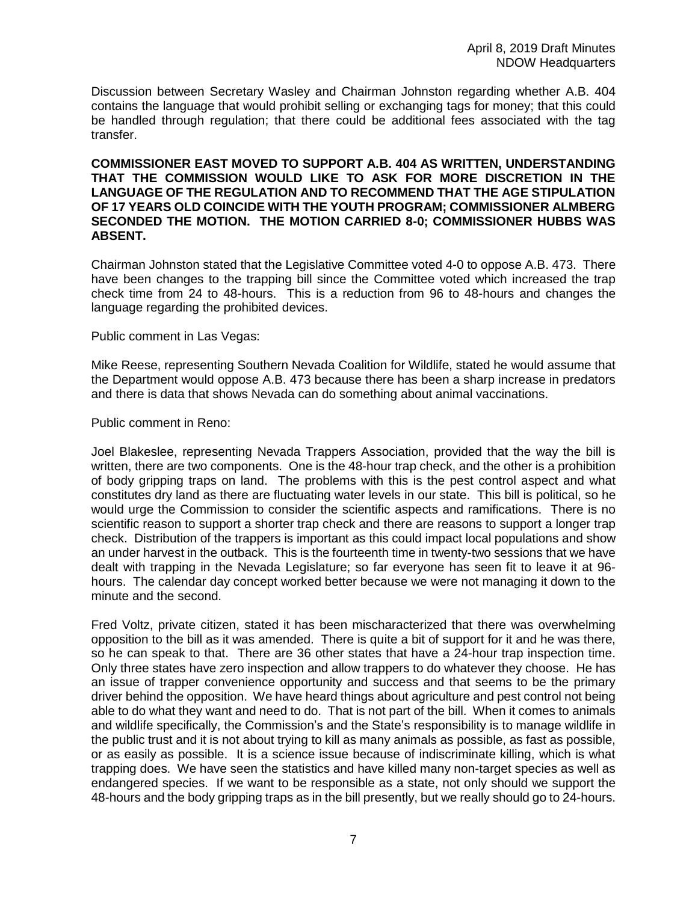Discussion between Secretary Wasley and Chairman Johnston regarding whether A.B. 404 contains the language that would prohibit selling or exchanging tags for money; that this could be handled through regulation; that there could be additional fees associated with the tag transfer.

**COMMISSIONER EAST MOVED TO SUPPORT A.B. 404 AS WRITTEN, UNDERSTANDING THAT THE COMMISSION WOULD LIKE TO ASK FOR MORE DISCRETION IN THE LANGUAGE OF THE REGULATION AND TO RECOMMEND THAT THE AGE STIPULATION OF 17 YEARS OLD COINCIDE WITH THE YOUTH PROGRAM; COMMISSIONER ALMBERG SECONDED THE MOTION. THE MOTION CARRIED 8-0; COMMISSIONER HUBBS WAS ABSENT.**

Chairman Johnston stated that the Legislative Committee voted 4-0 to oppose A.B. 473. There have been changes to the trapping bill since the Committee voted which increased the trap check time from 24 to 48-hours. This is a reduction from 96 to 48-hours and changes the language regarding the prohibited devices.

Public comment in Las Vegas:

Mike Reese, representing Southern Nevada Coalition for Wildlife, stated he would assume that the Department would oppose A.B. 473 because there has been a sharp increase in predators and there is data that shows Nevada can do something about animal vaccinations.

Public comment in Reno:

Joel Blakeslee, representing Nevada Trappers Association, provided that the way the bill is written, there are two components. One is the 48-hour trap check, and the other is a prohibition of body gripping traps on land. The problems with this is the pest control aspect and what constitutes dry land as there are fluctuating water levels in our state. This bill is political, so he would urge the Commission to consider the scientific aspects and ramifications. There is no scientific reason to support a shorter trap check and there are reasons to support a longer trap check. Distribution of the trappers is important as this could impact local populations and show an under harvest in the outback. This is the fourteenth time in twenty-two sessions that we have dealt with trapping in the Nevada Legislature; so far everyone has seen fit to leave it at 96-hours. The calendar day concept worked better because we were not managing it down to the minute and the second.

Fred Voltz, private citizen, stated it has been mischaracterized that there was overwhelming opposition to the bill as it was amended. There is quite a bit of support for it and he was there, so he can speak to that. There are 36 other states that have a 24-hour trap inspection time. Only three states have zero inspection and allow trappers to do whatever they choose. He has an issue of trapper convenience opportunity and success and that seems to be the primary driver behind the opposition. We have heard things about agriculture and pest control not being able to do what they want and need to do. That is not part of the bill. When it comes to animals and wildlife specifically, the Commission's and the State's responsibility is to manage wildlife in the public trust and it is not about trying to kill as many animals as possible, as fast as possible, or as easily as possible. It is a science issue because of indiscriminate killing, which is what trapping does. We have seen the statistics and have killed many non-target species as well as endangered species. If we want to be responsible as a state, not only should we support the 48-hours and the body gripping traps as in the bill presently, but we really should go to 24-hours.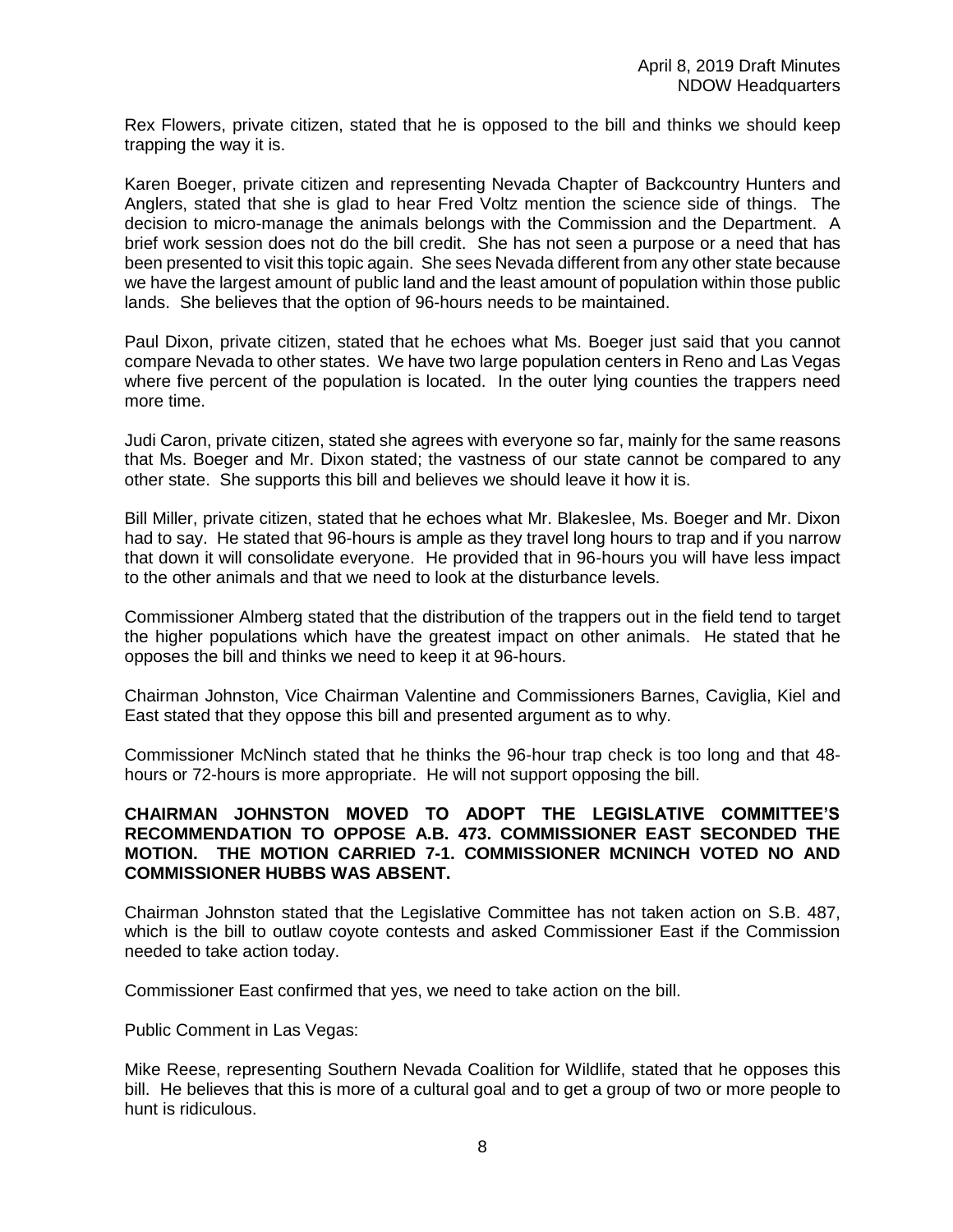Rex Flowers, private citizen, stated that he is opposed to the bill and thinks we should keep trapping the way it is.

Karen Boeger, private citizen and representing Nevada Chapter of Backcountry Hunters and Anglers, stated that she is glad to hear Fred Voltz mention the science side of things. The decision to micro-manage the animals belongs with the Commission and the Department. A brief work session does not do the bill credit. She has not seen a purpose or a need that has been presented to visit this topic again. She sees Nevada different from any other state because we have the largest amount of public land and the least amount of population within those public lands. She believes that the option of 96-hours needs to be maintained.

Paul Dixon, private citizen, stated that he echoes what Ms. Boeger just said that you cannot compare Nevada to other states. We have two large population centers in Reno and Las Vegas where five percent of the population is located. In the outer lying counties the trappers need more time.

Judi Caron, private citizen, stated she agrees with everyone so far, mainly for the same reasons that Ms. Boeger and Mr. Dixon stated; the vastness of our state cannot be compared to any other state. She supports this bill and believes we should leave it how it is.

Bill Miller, private citizen, stated that he echoes what Mr. Blakeslee, Ms. Boeger and Mr. Dixon had to say. He stated that 96-hours is ample as they travel long hours to trap and if you narrow that down it will consolidate everyone. He provided that in 96-hours you will have less impact to the other animals and that we need to look at the disturbance levels.

Commissioner Almberg stated that the distribution of the trappers out in the field tend to target the higher populations which have the greatest impact on other animals. He stated that he opposes the bill and thinks we need to keep it at 96-hours.

Chairman Johnston, Vice Chairman Valentine and Commissioners Barnes, Caviglia, Kiel and East stated that they oppose this bill and presented argument as to why.

Commissioner McNinch stated that he thinks the 96-hour trap check is too long and that 48-hours or 72-hours is more appropriate. He will not support opposing the bill.

**CHAIRMAN JOHNSTON MOVED TO ADOPT THE LEGISLATIVE COMMITTEE'S RECOMMENDATION TO OPPOSE A.B. 473. COMMISSIONER EAST SECONDED THE MOTION. THE MOTION CARRIED 7-1. COMMISSIONER MCNINCH VOTED NO AND COMMISSIONER HUBBS WAS ABSENT.**

Chairman Johnston stated that the Legislative Committee has not taken action on S.B. 487, which is the bill to outlaw coyote contests and asked Commissioner East if the Commission needed to take action today.

Commissioner East confirmed that yes, we need to take action on the bill.

Public Comment in Las Vegas:

Mike Reese, representing Southern Nevada Coalition for Wildlife, stated that he opposes this bill. He believes that this is more of a cultural goal and to get a group of two or more people to hunt is ridiculous.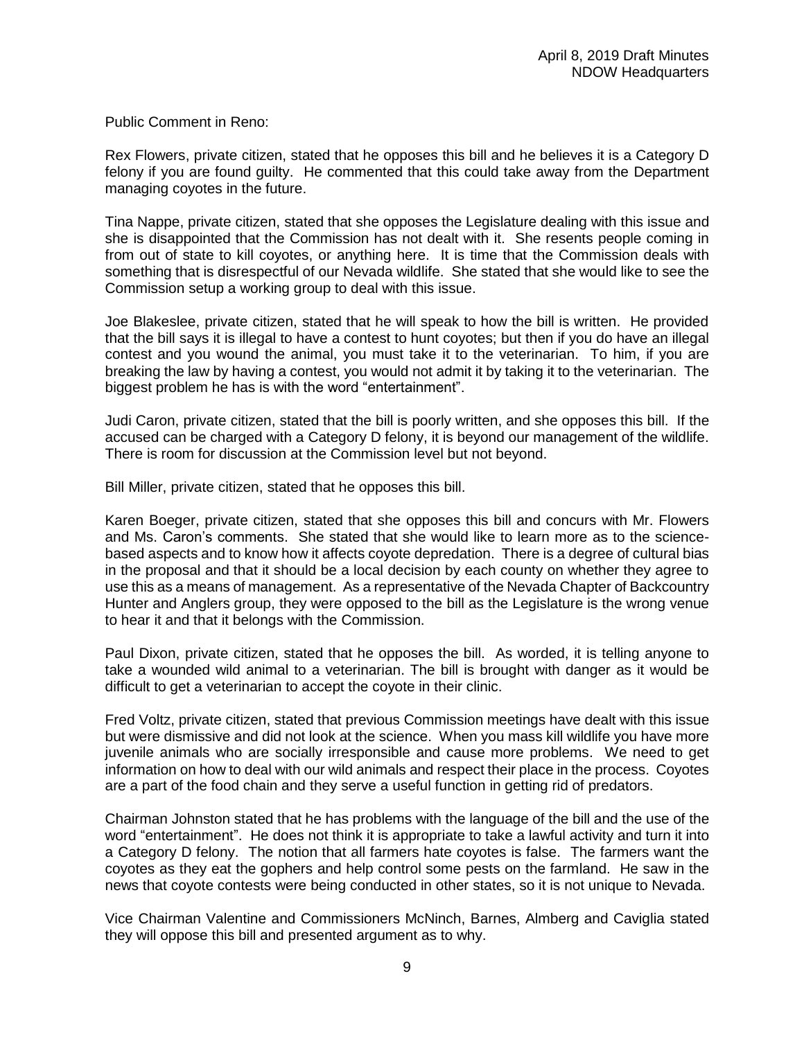Public Comment in Reno:

Rex Flowers, private citizen, stated that he opposes this bill and he believes it is a Category D felony if you are found guilty. He commented that this could take away from the Department managing coyotes in the future.

Tina Nappe, private citizen, stated that she opposes the Legislature dealing with this issue and she is disappointed that the Commission has not dealt with it. She resents people coming in from out of state to kill coyotes, or anything here. It is time that the Commission deals with something that is disrespectful of our Nevada wildlife. She stated that she would like to see the Commission setup a working group to deal with this issue.

Joe Blakeslee, private citizen, stated that he will speak to how the bill is written. He provided that the bill says it is illegal to have a contest to hunt coyotes; but then if you do have an illegal contest and you wound the animal, you must take it to the veterinarian. To him, if you are breaking the law by having a contest, you would not admit it by taking it to the veterinarian. The biggest problem he has is with the word "entertainment".

Judi Caron, private citizen, stated that the bill is poorly written, and she opposes this bill. If the accused can be charged with a Category D felony, it is beyond our management of the wildlife. There is room for discussion at the Commission level but not beyond.

Bill Miller, private citizen, stated that he opposes this bill.

Karen Boeger, private citizen, stated that she opposes this bill and concurs with Mr. Flowers and Ms. Caron's comments. She stated that she would like to learn more as to the science-based aspects and to know how it affects coyote depredation. There is a degree of cultural bias in the proposal and that it should be a local decision by each county on whether they agree to use this as a means of management. As a representative of the Nevada Chapter of Backcountry Hunter and Anglers group, they were opposed to the bill as the Legislature is the wrong venue to hear it and that it belongs with the Commission.

Paul Dixon, private citizen, stated that he opposes the bill. As worded, it is telling anyone to take a wounded wild animal to a veterinarian. The bill is brought with danger as it would be difficult to get a veterinarian to accept the coyote in their clinic.

Fred Voltz, private citizen, stated that previous Commission meetings have dealt with this issue but were dismissive and did not look at the science. When you mass kill wildlife you have more juvenile animals who are socially irresponsible and cause more problems. We need to get information on how to deal with our wild animals and respect their place in the process. Coyotes are a part of the food chain and they serve a useful function in getting rid of predators.

Chairman Johnston stated that he has problems with the language of the bill and the use of the word "entertainment". He does not think it is appropriate to take a lawful activity and turn it into a Category D felony. The notion that all farmers hate coyotes is false. The farmers want the coyotes as they eat the gophers and help control some pests on the farmland. He saw in the news that coyote contests were being conducted in other states, so it is not unique to Nevada.

Vice Chairman Valentine and Commissioners McNinch, Barnes, Almberg and Caviglia stated they will oppose this bill and presented argument as to why.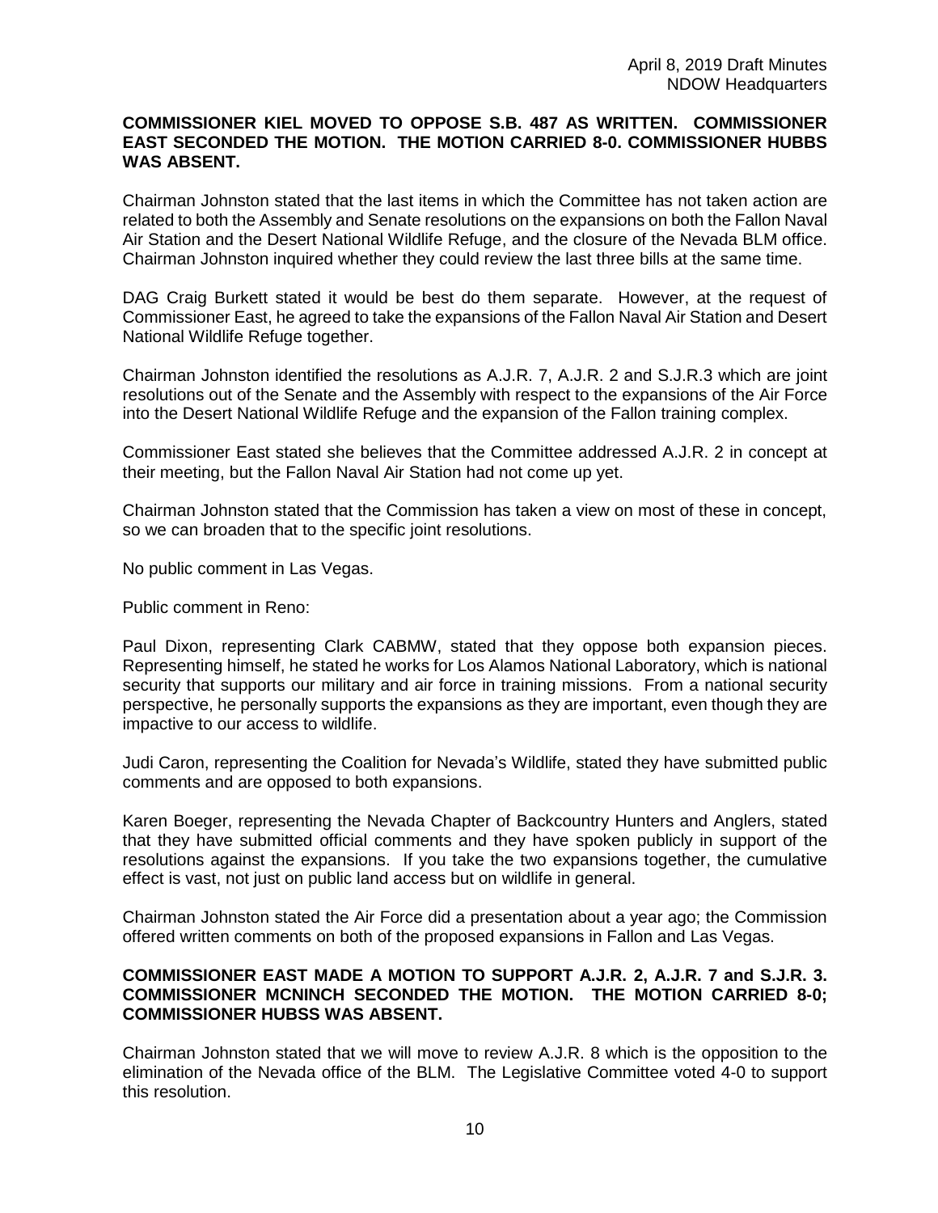**COMMISSIONER KIEL MOVED TO OPPOSE S.B. 487 AS WRITTEN. COMMISSIONER EAST SECONDED THE MOTION. THE MOTION CARRIED 8-0. COMMISSIONER HUBBS WAS ABSENT.**

Chairman Johnston stated that the last items in which the Committee has not taken action are related to both the Assembly and Senate resolutions on the expansions on both the Fallon Naval Air Station and the Desert National Wildlife Refuge, and the closure of the Nevada BLM office. Chairman Johnston inquired whether they could review the last three bills at the same time.

DAG Craig Burkett stated it would be best do them separate. However, at the request of Commissioner East, he agreed to take the expansions of the Fallon Naval Air Station and Desert National Wildlife Refuge together.

Chairman Johnston identified the resolutions as A.J.R. 7, A.J.R. 2 and S.J.R.3 which are joint resolutions out of the Senate and the Assembly with respect to the expansions of the Air Force into the Desert National Wildlife Refuge and the expansion of the Fallon training complex.

Commissioner East stated she believes that the Committee addressed A.J.R. 2 in concept at their meeting, but the Fallon Naval Air Station had not come up yet.

Chairman Johnston stated that the Commission has taken a view on most of these in concept, so we can broaden that to the specific joint resolutions.

No public comment in Las Vegas.

Public comment in Reno:

Paul Dixon, representing Clark CABMW, stated that they oppose both expansion pieces. Representing himself, he stated he works for Los Alamos National Laboratory, which is national security that supports our military and air force in training missions. From a national security perspective, he personally supports the expansions as they are important, even though they are impactive to our access to wildlife.

Judi Caron, representing the Coalition for Nevada's Wildlife, stated they have submitted public comments and are opposed to both expansions.

Karen Boeger, representing the Nevada Chapter of Backcountry Hunters and Anglers, stated that they have submitted official comments and they have spoken publicly in support of the resolutions against the expansions. If you take the two expansions together, the cumulative effect is vast, not just on public land access but on wildlife in general.

Chairman Johnston stated the Air Force did a presentation about a year ago; the Commission offered written comments on both of the proposed expansions in Fallon and Las Vegas.

**COMMISSIONER EAST MADE A MOTION TO SUPPORT A.J.R. 2, A.J.R. 7 and S.J.R. 3. COMMISSIONER MCNINCH SECONDED THE MOTION. THE MOTION CARRIED 8-0; COMMISSIONER HUBSS WAS ABSENT.**

Chairman Johnston stated that we will move to review A.J.R. 8 which is the opposition to the elimination of the Nevada office of the BLM. The Legislative Committee voted 4-0 to support this resolution.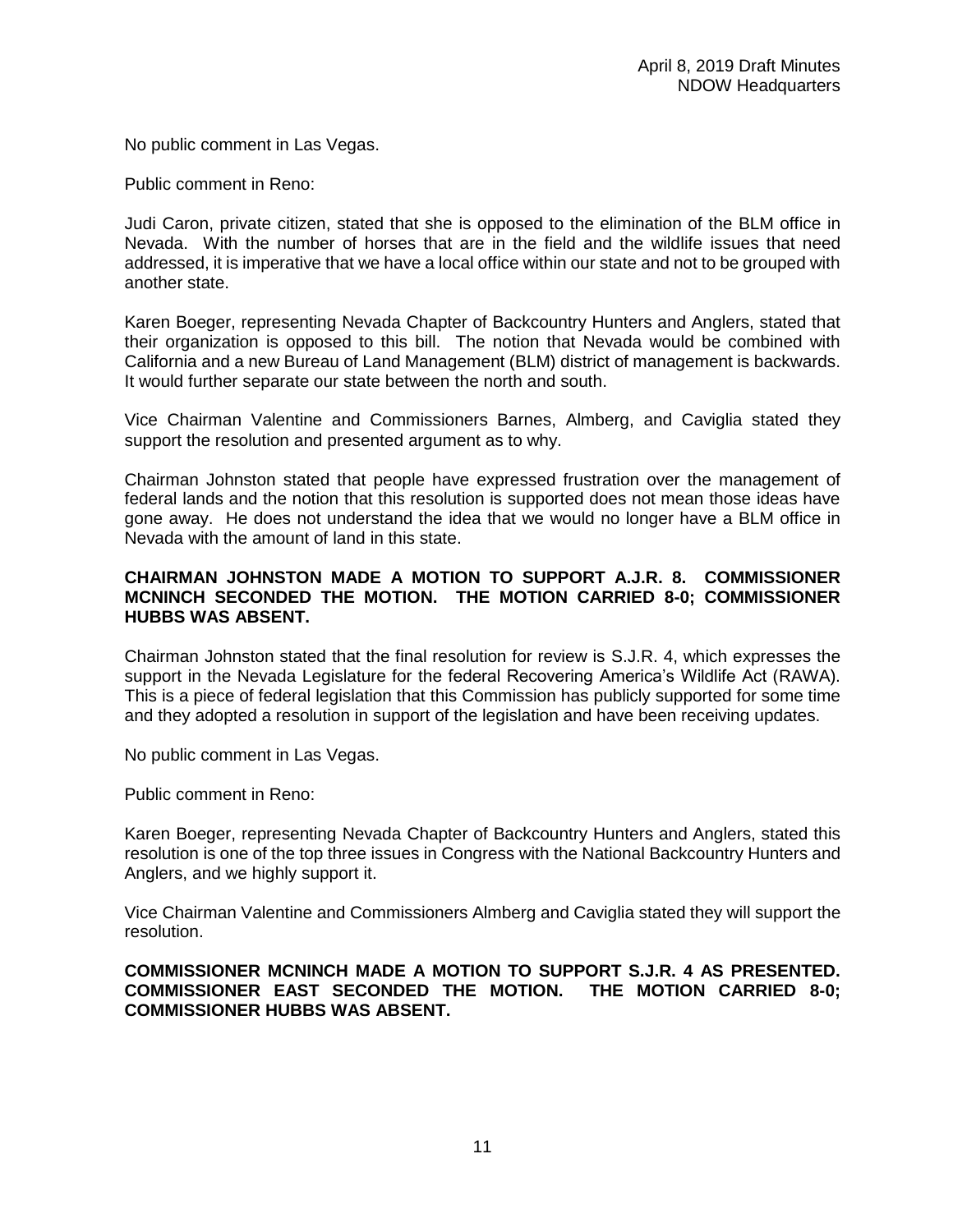No public comment in Las Vegas.

Public comment in Reno:

Judi Caron, private citizen, stated that she is opposed to the elimination of the BLM office in Nevada. With the number of horses that are in the field and the wildlife issues that need addressed, it is imperative that we have a local office within our state and not to be grouped with another state.

Karen Boeger, representing Nevada Chapter of Backcountry Hunters and Anglers, stated that their organization is opposed to this bill. The notion that Nevada would be combined with California and a new Bureau of Land Management (BLM) district of management is backwards. It would further separate our state between the north and south.

Vice Chairman Valentine and Commissioners Barnes, Almberg, and Caviglia stated they support the resolution and presented argument as to why.

Chairman Johnston stated that people have expressed frustration over the management of federal lands and the notion that this resolution is supported does not mean those ideas have gone away. He does not understand the idea that we would no longer have a BLM office in Nevada with the amount of land in this state.

**CHAIRMAN JOHNSTON MADE A MOTION TO SUPPORT A.J.R. 8. COMMISSIONER MCNINCH SECONDED THE MOTION. THE MOTION CARRIED 8-0; COMMISSIONER HUBBS WAS ABSENT.**

Chairman Johnston stated that the final resolution for review is S.J.R. 4, which expresses the support in the Nevada Legislature for the federal Recovering America's Wildlife Act (RAWA). This is a piece of federal legislation that this Commission has publicly supported for some time and they adopted a resolution in support of the legislation and have been receiving updates.

No public comment in Las Vegas.

Public comment in Reno:

Karen Boeger, representing Nevada Chapter of Backcountry Hunters and Anglers, stated this resolution is one of the top three issues in Congress with the National Backcountry Hunters and Anglers, and we highly support it.

Vice Chairman Valentine and Commissioners Almberg and Caviglia stated they will support the resolution.

**COMMISSIONER MCNINCH MADE A MOTION TO SUPPORT S.J.R. 4 AS PRESENTED. COMMISSIONER EAST SECONDED THE MOTION. THE MOTION CARRIED 8-0; COMMISSIONER HUBBS WAS ABSENT.**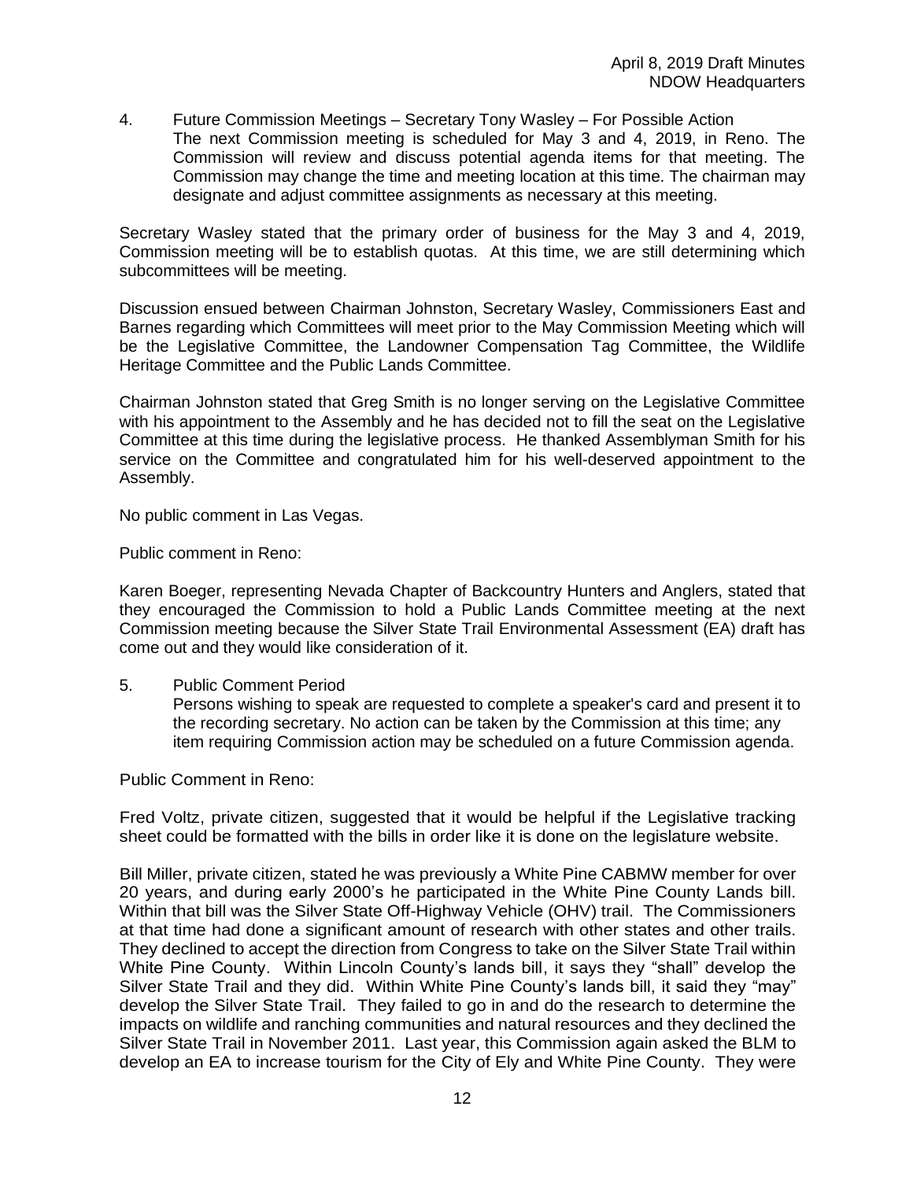4. Future Commission Meetings – Secretary Tony Wasley – For Possible Action
   The next Commission meeting is scheduled for May 3 and 4, 2019, in Reno. The Commission will review and discuss potential agenda items for that meeting. The Commission may change the time and meeting location at this time. The chairman may designate and adjust committee assignments as necessary at this meeting.

Secretary Wasley stated that the primary order of business for the May 3 and 4, 2019, Commission meeting will be to establish quotas. At this time, we are still determining which subcommittees will be meeting.

Discussion ensued between Chairman Johnston, Secretary Wasley, Commissioners East and Barnes regarding which Committees will meet prior to the May Commission Meeting which will be the Legislative Committee, the Landowner Compensation Tag Committee, the Wildlife Heritage Committee and the Public Lands Committee.

Chairman Johnston stated that Greg Smith is no longer serving on the Legislative Committee with his appointment to the Assembly and he has decided not to fill the seat on the Legislative Committee at this time during the legislative process. He thanked Assemblyman Smith for his service on the Committee and congratulated him for his well-deserved appointment to the Assembly.

No public comment in Las Vegas.

Public comment in Reno:

Karen Boeger, representing Nevada Chapter of Backcountry Hunters and Anglers, stated that they encouraged the Commission to hold a Public Lands Committee meeting at the next Commission meeting because the Silver State Trail Environmental Assessment (EA) draft has come out and they would like consideration of it.

5. Public Comment Period
   Persons wishing to speak are requested to complete a speaker's card and present it to the recording secretary. No action can be taken by the Commission at this time; any item requiring Commission action may be scheduled on a future Commission agenda.

Public Comment in Reno:

Fred Voltz, private citizen, suggested that it would be helpful if the Legislative tracking sheet could be formatted with the bills in order like it is done on the legislature website.

Bill Miller, private citizen, stated he was previously a White Pine CABMW member for over 20 years, and during early 2000's he participated in the White Pine County Lands bill. Within that bill was the Silver State Off-Highway Vehicle (OHV) trail. The Commissioners at that time had done a significant amount of research with other states and other trails. They declined to accept the direction from Congress to take on the Silver State Trail within White Pine County. Within Lincoln County's lands bill, it says they "shall" develop the Silver State Trail and they did. Within White Pine County's lands bill, it said they "may" develop the Silver State Trail. They failed to go in and do the research to determine the impacts on wildlife and ranching communities and natural resources and they declined the Silver State Trail in November 2011. Last year, this Commission again asked the BLM to develop an EA to increase tourism for the City of Ely and White Pine County. They were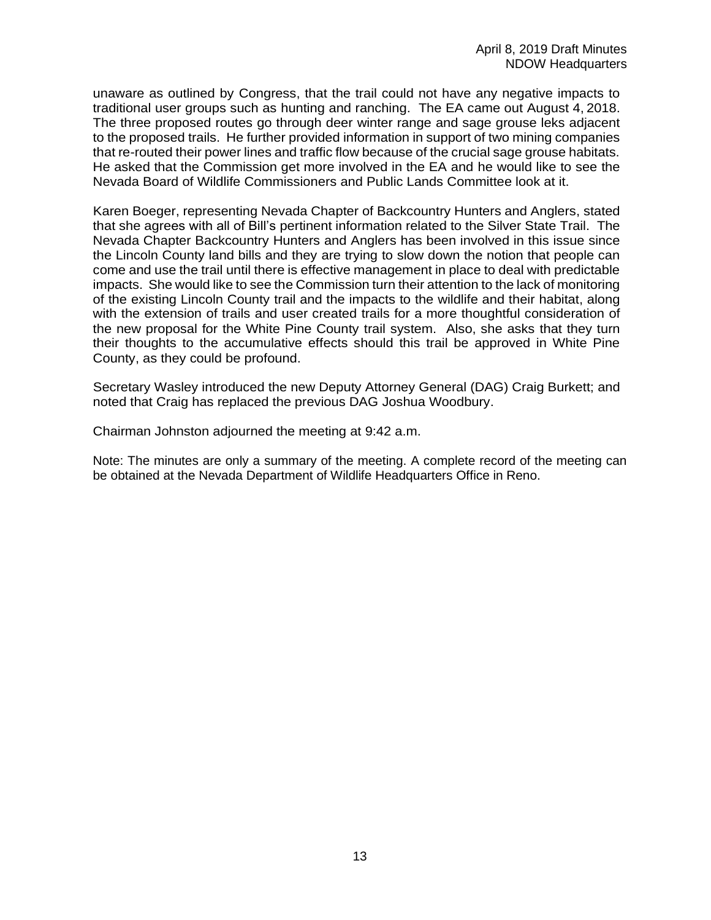unaware as outlined by Congress, that the trail could not have any negative impacts to traditional user groups such as hunting and ranching. The EA came out August 4, 2018. The three proposed routes go through deer winter range and sage grouse leks adjacent to the proposed trails. He further provided information in support of two mining companies that re-routed their power lines and traffic flow because of the crucial sage grouse habitats. He asked that the Commission get more involved in the EA and he would like to see the Nevada Board of Wildlife Commissioners and Public Lands Committee look at it.

Karen Boeger, representing Nevada Chapter of Backcountry Hunters and Anglers, stated that she agrees with all of Bill's pertinent information related to the Silver State Trail. The Nevada Chapter Backcountry Hunters and Anglers has been involved in this issue since the Lincoln County land bills and they are trying to slow down the notion that people can come and use the trail until there is effective management in place to deal with predictable impacts. She would like to see the Commission turn their attention to the lack of monitoring of the existing Lincoln County trail and the impacts to the wildlife and their habitat, along with the extension of trails and user created trails for a more thoughtful consideration of the new proposal for the White Pine County trail system. Also, she asks that they turn their thoughts to the accumulative effects should this trail be approved in White Pine County, as they could be profound.

Secretary Wasley introduced the new Deputy Attorney General (DAG) Craig Burkett; and noted that Craig has replaced the previous DAG Joshua Woodbury.

Chairman Johnston adjourned the meeting at 9:42 a.m.

Note: The minutes are only a summary of the meeting. A complete record of the meeting can be obtained at the Nevada Department of Wildlife Headquarters Office in Reno.